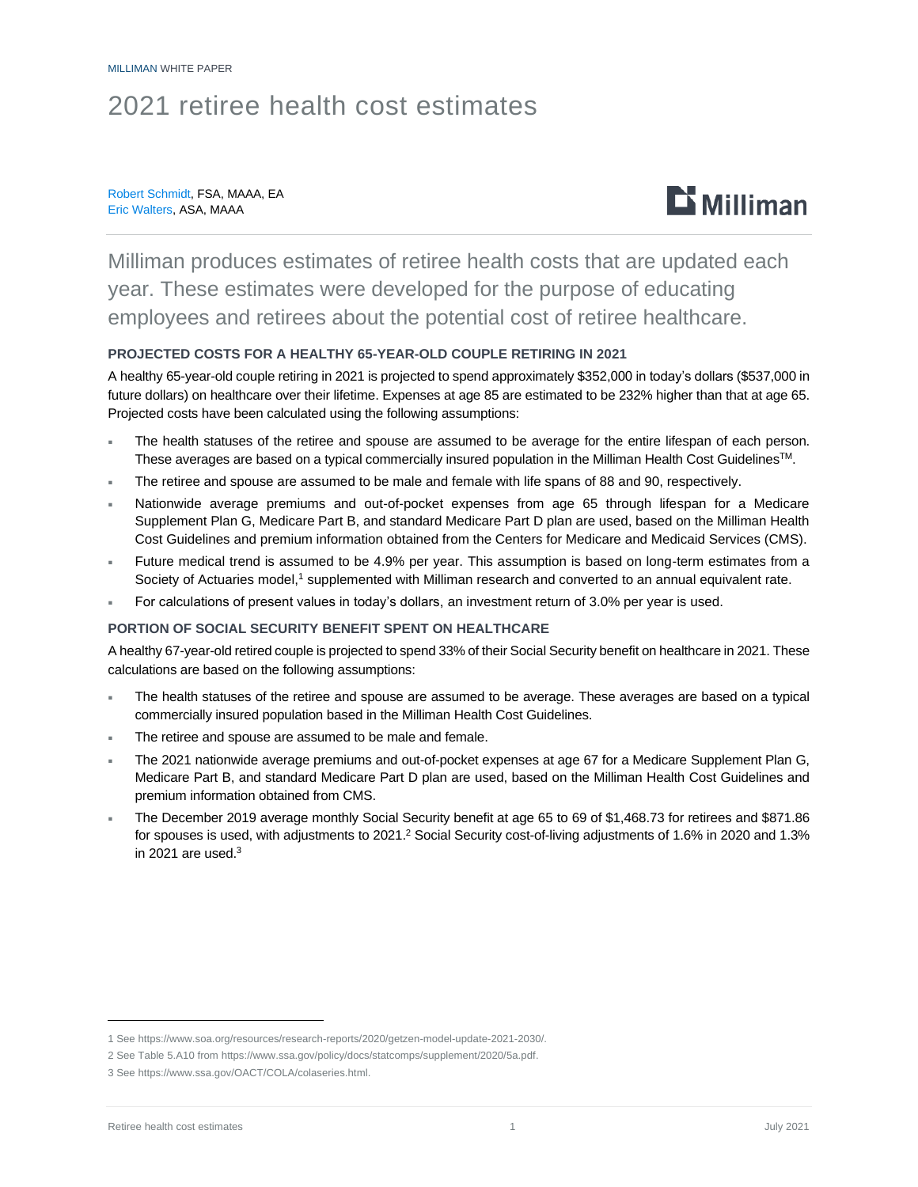MILLIMAN WHITE PAPER

# 2021 retiree health cost estimates

Robert Schmidt, FSA, MAAA, EA
Eric Walters, ASA, MAAA

Milliman produces estimates of retiree health costs that are updated each year. These estimates were developed for the purpose of educating employees and retirees about the potential cost of retiree healthcare.

## PROJECTED COSTS FOR A HEALTHY 65-YEAR-OLD COUPLE RETIRING IN 2021

A healthy 65-year-old couple retiring in 2021 is projected to spend approximately $352,000 in today's dollars ($537,000 in future dollars) on healthcare over their lifetime. Expenses at age 85 are estimated to be 232% higher than that at age 65. Projected costs have been calculated using the following assumptions:

- The health statuses of the retiree and spouse are assumed to be average for the entire lifespan of each person. These averages are based on a typical commercially insured population in the Milliman Health Cost Guidelines™.
- The retiree and spouse are assumed to be male and female with life spans of 88 and 90, respectively.
- Nationwide average premiums and out-of-pocket expenses from age 65 through lifespan for a Medicare Supplement Plan G, Medicare Part B, and standard Medicare Part D plan are used, based on the Milliman Health Cost Guidelines and premium information obtained from the Centers for Medicare and Medicaid Services (CMS).
- Future medical trend is assumed to be 4.9% per year. This assumption is based on long-term estimates from a Society of Actuaries model,[1] supplemented with Milliman research and converted to an annual equivalent rate.
- For calculations of present values in today's dollars, an investment return of 3.0% per year is used.

## PORTION OF SOCIAL SECURITY BENEFIT SPENT ON HEALTHCARE

A healthy 67-year-old retired couple is projected to spend 33% of their Social Security benefit on healthcare in 2021. These calculations are based on the following assumptions:

- The health statuses of the retiree and spouse are assumed to be average. These averages are based on a typical commercially insured population based in the Milliman Health Cost Guidelines.
- The retiree and spouse are assumed to be male and female.
- The 2021 nationwide average premiums and out-of-pocket expenses at age 67 for a Medicare Supplement Plan G, Medicare Part B, and standard Medicare Part D plan are used, based on the Milliman Health Cost Guidelines and premium information obtained from CMS.
- The December 2019 average monthly Social Security benefit at age 65 to 69 of $1,468.73 for retirees and $871.86 for spouses is used, with adjustments to 2021.[2] Social Security cost-of-living adjustments of 1.6% in 2020 and 1.3% in 2021 are used.[3]

---

1 See https://www.soa.org/resources/research-reports/2020/getzen-model-update-2021-2030/.

2 See Table 5.A10 from https://www.ssa.gov/policy/docs/statcomps/supplement/2020/5a.pdf.

3 See https://www.ssa.gov/OACT/COLA/colaseries.html.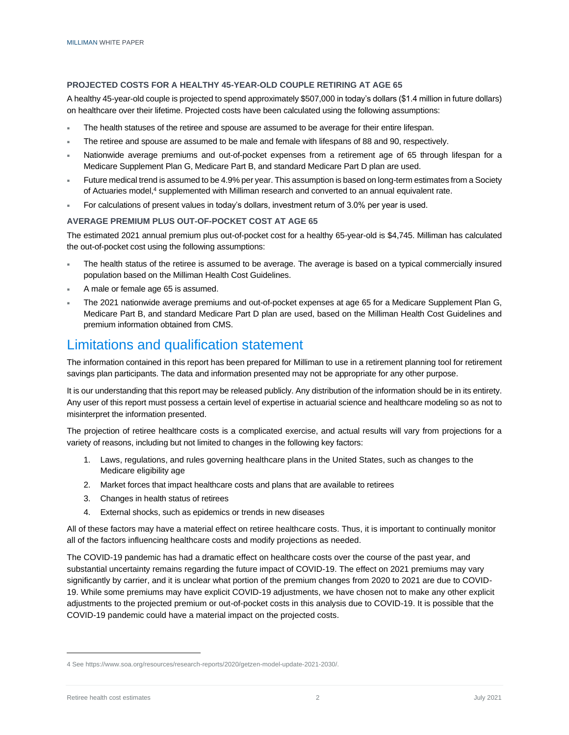### PROJECTED COSTS FOR A HEALTHY 45-YEAR-OLD COUPLE RETIRING AT AGE 65

A healthy 45-year-old couple is projected to spend approximately $507,000 in today's dollars ($1.4 million in future dollars) on healthcare over their lifetime. Projected costs have been calculated using the following assumptions:

- The health statuses of the retiree and spouse are assumed to be average for their entire lifespan.
- The retiree and spouse are assumed to be male and female with lifespans of 88 and 90, respectively.
- Nationwide average premiums and out-of-pocket expenses from a retirement age of 65 through lifespan for a Medicare Supplement Plan G, Medicare Part B, and standard Medicare Part D plan are used.
- Future medical trend is assumed to be 4.9% per year. This assumption is based on long-term estimates from a Society of Actuaries model,[4] supplemented with Milliman research and converted to an annual equivalent rate.
- For calculations of present values in today's dollars, investment return of 3.0% per year is used.

### AVERAGE PREMIUM PLUS OUT-OF-POCKET COST AT AGE 65

The estimated 2021 annual premium plus out-of-pocket cost for a healthy 65-year-old is $4,745. Milliman has calculated the out-of-pocket cost using the following assumptions:

- The health status of the retiree is assumed to be average. The average is based on a typical commercially insured population based on the Milliman Health Cost Guidelines.
- A male or female age 65 is assumed.
- The 2021 nationwide average premiums and out-of-pocket expenses at age 65 for a Medicare Supplement Plan G, Medicare Part B, and standard Medicare Part D plan are used, based on the Milliman Health Cost Guidelines and premium information obtained from CMS.

## Limitations and qualification statement

The information contained in this report has been prepared for Milliman to use in a retirement planning tool for retirement savings plan participants. The data and information presented may not be appropriate for any other purpose.

It is our understanding that this report may be released publicly. Any distribution of the information should be in its entirety. Any user of this report must possess a certain level of expertise in actuarial science and healthcare modeling so as not to misinterpret the information presented.

The projection of retiree healthcare costs is a complicated exercise, and actual results will vary from projections for a variety of reasons, including but not limited to changes in the following key factors:

1. Laws, regulations, and rules governing healthcare plans in the United States, such as changes to the Medicare eligibility age
2. Market forces that impact healthcare costs and plans that are available to retirees
3. Changes in health status of retirees
4. External shocks, such as epidemics or trends in new diseases

All of these factors may have a material effect on retiree healthcare costs. Thus, it is important to continually monitor all of the factors influencing healthcare costs and modify projections as needed.

The COVID-19 pandemic has had a dramatic effect on healthcare costs over the course of the past year, and substantial uncertainty remains regarding the future impact of COVID-19. The effect on 2021 premiums may vary significantly by carrier, and it is unclear what portion of the premium changes from 2020 to 2021 are due to COVID-19. While some premiums may have explicit COVID-19 adjustments, we have chosen not to make any other explicit adjustments to the projected premium or out-of-pocket costs in this analysis due to COVID-19. It is possible that the COVID-19 pandemic could have a material impact on the projected costs.

---

4 See https://www.soa.org/resources/research-reports/2020/getzen-model-update-2021-2030/.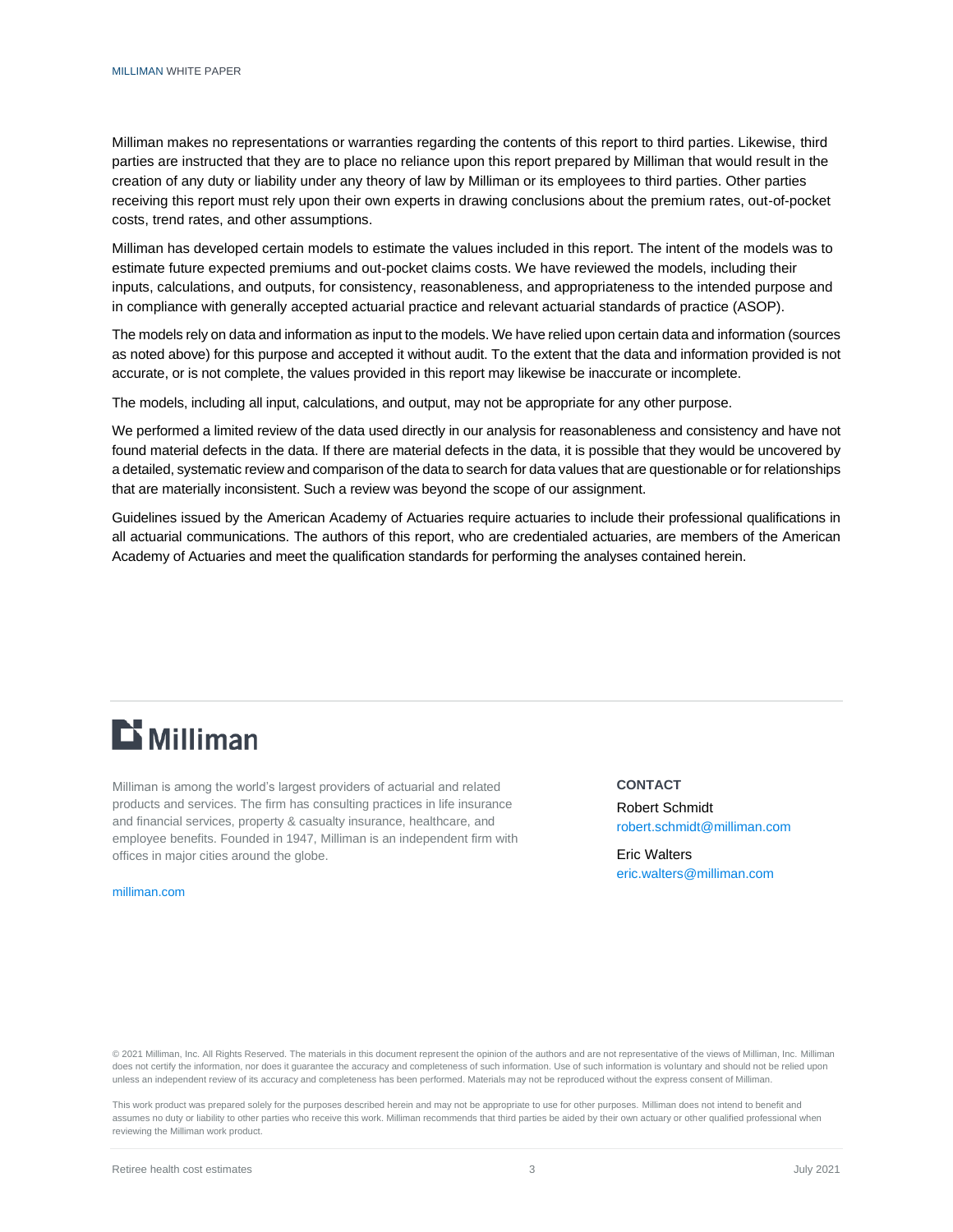Milliman makes no representations or warranties regarding the contents of this report to third parties. Likewise, third parties are instructed that they are to place no reliance upon this report prepared by Milliman that would result in the creation of any duty or liability under any theory of law by Milliman or its employees to third parties. Other parties receiving this report must rely upon their own experts in drawing conclusions about the premium rates, out-of-pocket costs, trend rates, and other assumptions.

Milliman has developed certain models to estimate the values included in this report. The intent of the models was to estimate future expected premiums and out-pocket claims costs. We have reviewed the models, including their inputs, calculations, and outputs, for consistency, reasonableness, and appropriateness to the intended purpose and in compliance with generally accepted actuarial practice and relevant actuarial standards of practice (ASOP).

The models rely on data and information as input to the models. We have relied upon certain data and information (sources as noted above) for this purpose and accepted it without audit. To the extent that the data and information provided is not accurate, or is not complete, the values provided in this report may likewise be inaccurate or incomplete.

The models, including all input, calculations, and output, may not be appropriate for any other purpose.

We performed a limited review of the data used directly in our analysis for reasonableness and consistency and have not found material defects in the data. If there are material defects in the data, it is possible that they would be uncovered by a detailed, systematic review and comparison of the data to search for data values that are questionable or for relationships that are materially inconsistent. Such a review was beyond the scope of our assignment.

Guidelines issued by the American Academy of Actuaries require actuaries to include their professional qualifications in all actuarial communications. The authors of this report, who are credentialed actuaries, are members of the American Academy of Actuaries and meet the qualification standards for performing the analyses contained herein.

---

**Milliman**

Milliman is among the world's largest providers of actuarial and related products and services. The firm has consulting practices in life insurance and financial services, property & casualty insurance, healthcare, and employee benefits. Founded in 1947, Milliman is an independent firm with offices in major cities around the globe.

milliman.com

**CONTACT**

Robert Schmidt
robert.schmidt@milliman.com

Eric Walters
eric.walters@milliman.com

© 2021 Milliman, Inc. All Rights Reserved. The materials in this document represent the opinion of the authors and are not representative of the views of Milliman, Inc. Milliman does not certify the information, nor does it guarantee the accuracy and completeness of such information. Use of such information is voluntary and should not be relied upon unless an independent review of its accuracy and completeness has been performed. Materials may not be reproduced without the express consent of Milliman.

This work product was prepared solely for the purposes described herein and may not be appropriate to use for other purposes. Milliman does not intend to benefit and assumes no duty or liability to other parties who receive this work. Milliman recommends that third parties be aided by their own actuary or other qualified professional when reviewing the Milliman work product.